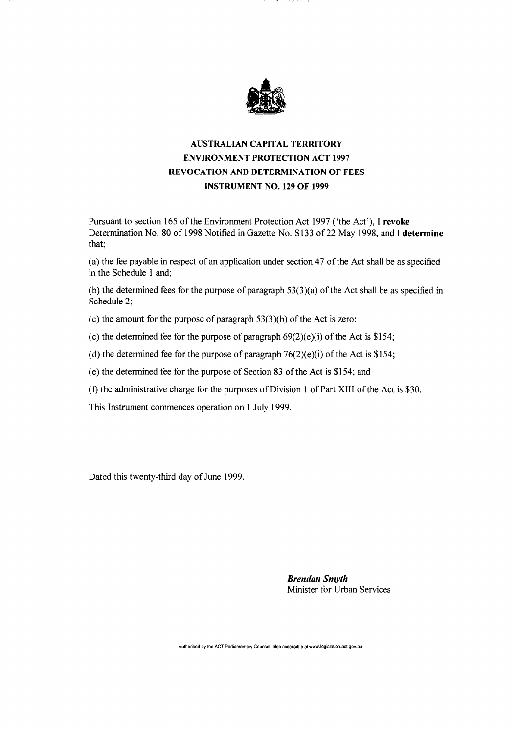# AUSTRALIAN CAPITAL TERRITORY
# ENVIRONMENT PROTECTION ACT 1997
# REVOCATION AND DETERMINATION OF FEES
# INSTRUMENT NO. 129 OF 1999

Pursuant to section 165 of the Environment Protection Act 1997 ('the Act'), I **revoke** Determination No. 80 of 1998 Notified in Gazette No. S133 of 22 May 1998, and I **determine** that;

(a) the fee payable in respect of an application under section 47 of the Act shall be as specified in the Schedule 1 and;

(b) the determined fees for the purpose of paragraph 53(3)(a) of the Act shall be as specified in Schedule 2;

(c) the amount for the purpose of paragraph 53(3)(b) of the Act is zero;

(c) the determined fee for the purpose of paragraph 69(2)(e)(i) of the Act is $154;

(d) the determined fee for the purpose of paragraph 76(2)(e)(i) of the Act is $154;

(e) the determined fee for the purpose of Section 83 of the Act is $154; and

(f) the administrative charge for the purposes of Division 1 of Part XIII of the Act is $30.

This Instrument commences operation on 1 July 1999.

Dated this twenty-third day of June 1999.

***Brendan Smyth***
Minister for Urban Services

Authorised by the ACT Parliamentary Counsel–also accessible at www.legislation.act.gov.au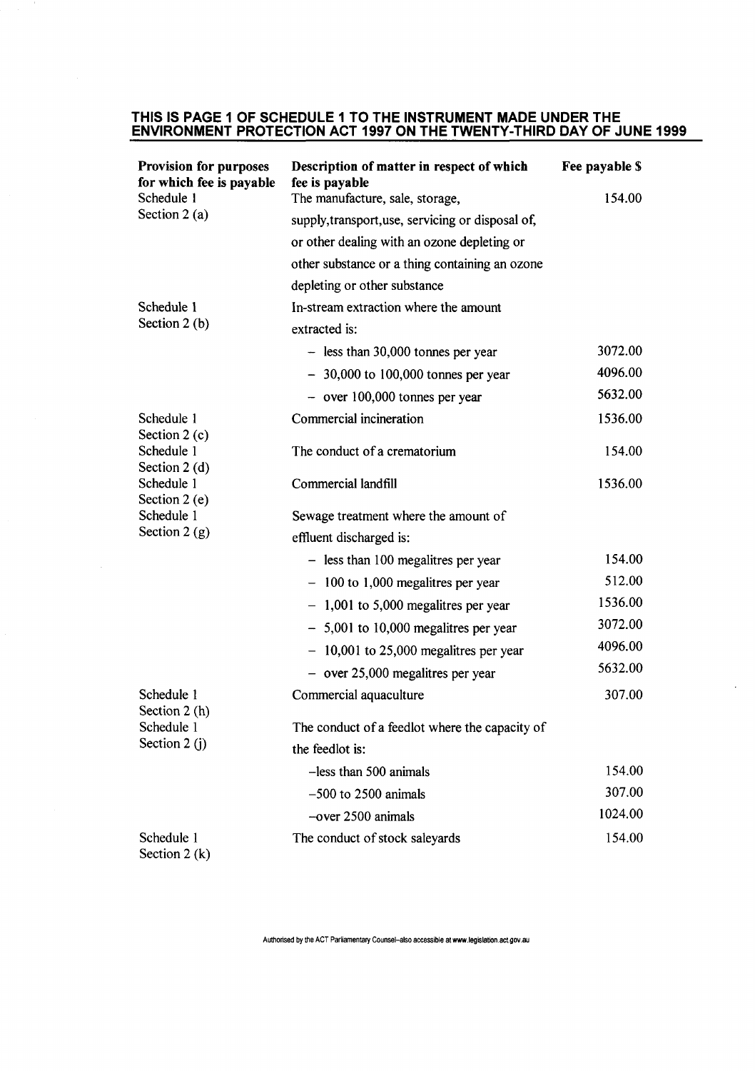**THIS IS PAGE 1 OF SCHEDULE 1 TO THE INSTRUMENT MADE UNDER THE ENVIRONMENT PROTECTION ACT 1997 ON THE TWENTY-THIRD DAY OF JUNE 1999**

| Provision for purposes for which fee is payable | Description of matter in respect of which fee is payable | Fee payable $ |
|---|---|---|
| Schedule 1 Section 2 (a) | The manufacture, sale, storage, supply,transport,use, servicing or disposal of, or other dealing with an ozone depleting or other substance or a thing containing an ozone depleting or other substance | 154.00 |
| Schedule 1 Section 2 (b) | In-stream extraction where the amount extracted is: | |
| | – less than 30,000 tonnes per year | 3072.00 |
| | – 30,000 to 100,000 tonnes per year | 4096.00 |
| | – over 100,000 tonnes per year | 5632.00 |
| Schedule 1 Section 2 (c) | Commercial incineration | 1536.00 |
| Schedule 1 Section 2 (d) | The conduct of a crematorium | 154.00 |
| Schedule 1 Section 2 (e) | Commercial landfill | 1536.00 |
| Schedule 1 Section 2 (g) | Sewage treatment where the amount of effluent discharged is: | |
| | – less than 100 megalitres per year | 154.00 |
| | – 100 to 1,000 megalitres per year | 512.00 |
| | – 1,001 to 5,000 megalitres per year | 1536.00 |
| | – 5,001 to 10,000 megalitres per year | 3072.00 |
| | – 10,001 to 25,000 megalitres per year | 4096.00 |
| | – over 25,000 megalitres per year | 5632.00 |
| Schedule 1 Section 2 (h) | Commercial aquaculture | 307.00 |
| Schedule 1 Section 2 (j) | The conduct of a feedlot where the capacity of the feedlot is: | |
| | –less than 500 animals | 154.00 |
| | –500 to 2500 animals | 307.00 |
| | –over 2500 animals | 1024.00 |
| Schedule 1 Section 2 (k) | The conduct of stock saleyards | 154.00 |

Authorised by the ACT Parliamentary Counsel–also accessible at www.legislation.act.gov.au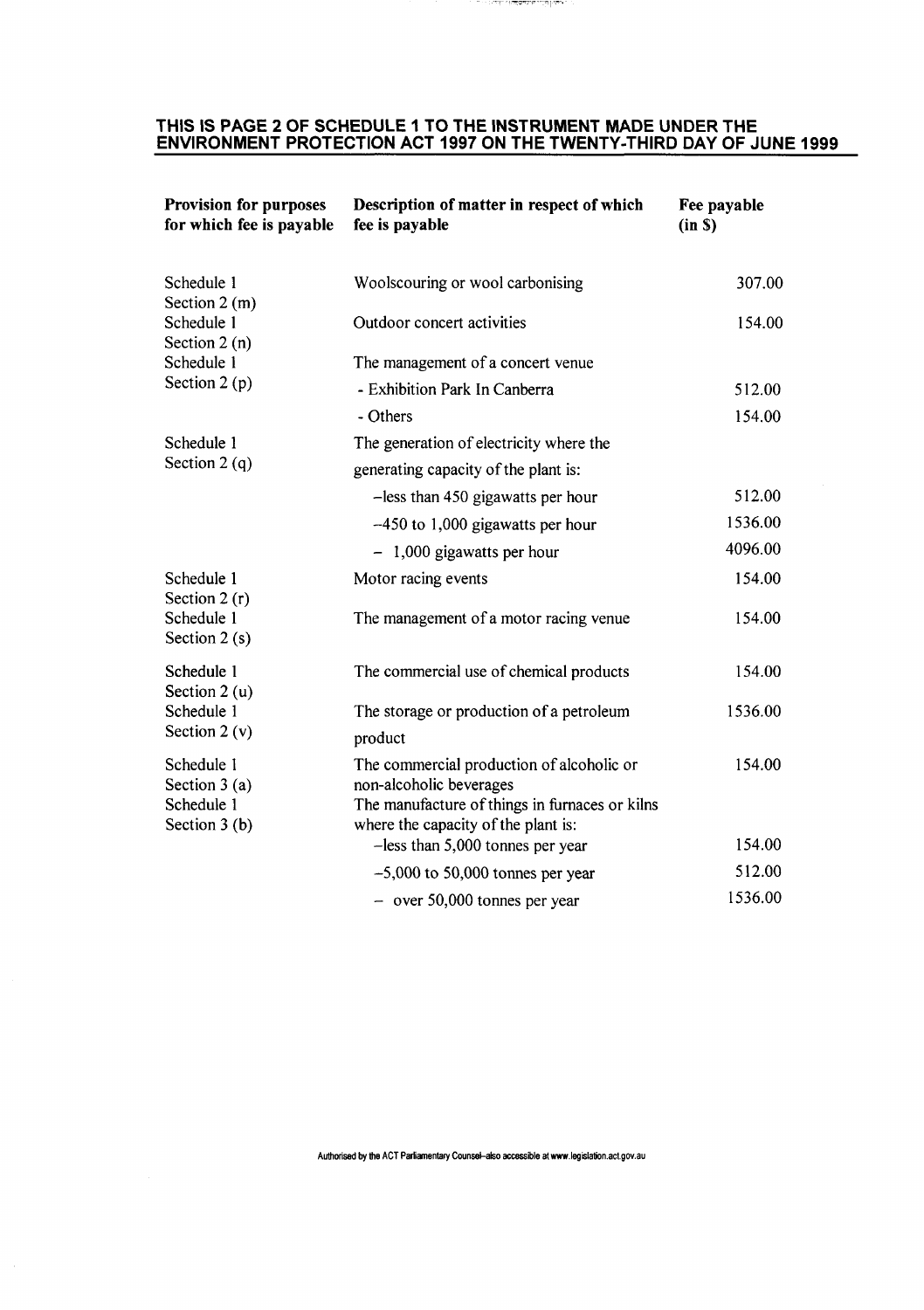**THIS IS PAGE 2 OF SCHEDULE 1 TO THE INSTRUMENT MADE UNDER THE ENVIRONMENT PROTECTION ACT 1997 ON THE TWENTY-THIRD DAY OF JUNE 1999**

| Provision for purposes for which fee is payable | Description of matter in respect of which fee is payable | Fee payable (in $) |
|---|---|---|
| Schedule 1 Section 2 (m) | Woolscouring or wool carbonising | 307.00 |
| Schedule 1 Section 2 (n) | Outdoor concert activities | 154.00 |
| Schedule 1 Section 2 (p) | The management of a concert venue | |
| | - Exhibition Park In Canberra | 512.00 |
| | - Others | 154.00 |
| Schedule 1 Section 2 (q) | The generation of electricity where the generating capacity of the plant is: | |
| | –less than 450 gigawatts per hour | 512.00 |
| | –450 to 1,000 gigawatts per hour | 1536.00 |
| | – 1,000 gigawatts per hour | 4096.00 |
| Schedule 1 Section 2 (r) | Motor racing events | 154.00 |
| Schedule 1 Section 2 (s) | The management of a motor racing venue | 154.00 |
| Schedule 1 Section 2 (u) | The commercial use of chemical products | 154.00 |
| Schedule 1 Section 2 (v) | The storage or production of a petroleum product | 1536.00 |
| Schedule 1 Section 3 (a) | The commercial production of alcoholic or non-alcoholic beverages | 154.00 |
| Schedule 1 Section 3 (b) | The manufacture of things in furnaces or kilns where the capacity of the plant is: | |
| | –less than 5,000 tonnes per year | 154.00 |
| | –5,000 to 50,000 tonnes per year | 512.00 |
| | – over 50,000 tonnes per year | 1536.00 |

Authorised by the ACT Parliamentary Counsel–also accessible at www.legislation.act.gov.au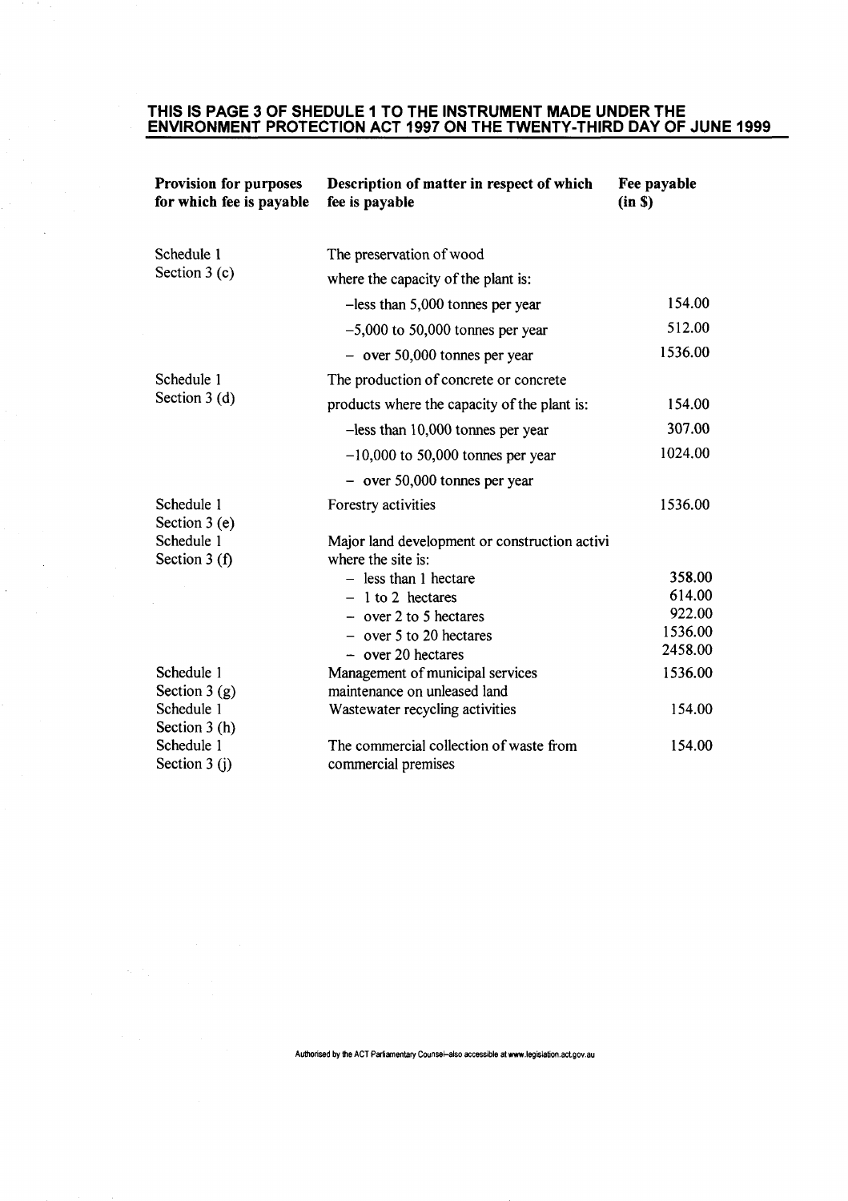| Provision for purposes for which fee is payable | Description of matter in respect of which fee is payable | Fee payable (in $) |
|---|---|---|
| Schedule 1 Section 3 (c) | The preservation of wood | |
| | where the capacity of the plant is: | |
| | –less than 5,000 tonnes per year | 154.00 |
| | –5,000 to 50,000 tonnes per year | 512.00 |
| | – over 50,000 tonnes per year | 1536.00 |
| Schedule 1 Section 3 (d) | The production of concrete or concrete | |
| | products where the capacity of the plant is: | 154.00 |
| | –less than 10,000 tonnes per year | 307.00 |
| | –10,000 to 50,000 tonnes per year | 1024.00 |
| | – over 50,000 tonnes per year | |
| Schedule 1 Section 3 (e) | Forestry activities | 1536.00 |
| Schedule 1 Section 3 (f) | Major land development or construction activi where the site is: | |
| | – less than 1 hectare | 358.00 |
| | – 1 to 2 hectares | 614.00 |
| | – over 2 to 5 hectares | 922.00 |
| | – over 5 to 20 hectares | 1536.00 |
| | – over 20 hectares | 2458.00 |
| Schedule 1 Section 3 (g) | Management of municipal services maintenance on unleased land | 1536.00 |
| Schedule 1 Section 3 (h) | Wastewater recycling activities | 154.00 |
| Schedule 1 Section 3 (j) | The commercial collection of waste from commercial premises | 154.00 |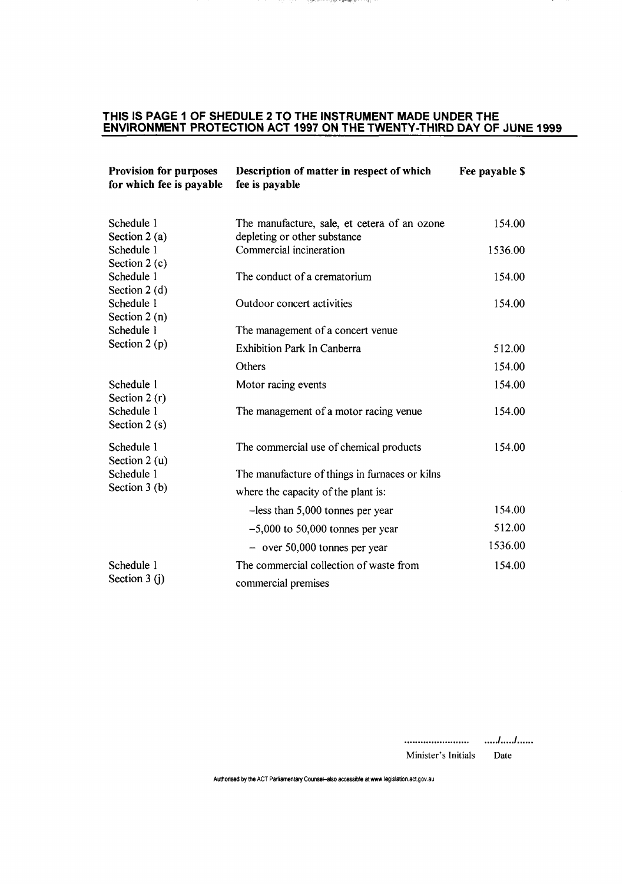**THIS IS PAGE 1 OF SHEDULE 2 TO THE INSTRUMENT MADE UNDER THE ENVIRONMENT PROTECTION ACT 1997 ON THE TWENTY-THIRD DAY OF JUNE 1999**

| Provision for purposes for which fee is payable | Description of matter in respect of which fee is payable | Fee payable $ |
|---|---|---|
| Schedule 1 Section 2 (a) | The manufacture, sale, et cetera of an ozone depleting or other substance | 154.00 |
| Schedule 1 Section 2 (c) | Commercial incineration | 1536.00 |
| Schedule 1 Section 2 (d) | The conduct of a crematorium | 154.00 |
| Schedule 1 Section 2 (n) | Outdoor concert activities | 154.00 |
| Schedule 1 Section 2 (p) | The management of a concert venue | |
| | Exhibition Park In Canberra | 512.00 |
| | Others | 154.00 |
| Schedule 1 Section 2 (r) | Motor racing events | 154.00 |
| Schedule 1 Section 2 (s) | The management of a motor racing venue | 154.00 |
| Schedule 1 Section 2 (u) | The commercial use of chemical products | 154.00 |
| Schedule 1 Section 3 (b) | The manufacture of things in furnaces or kilns where the capacity of the plant is: | |
| | –less than 5,000 tonnes per year | 154.00 |
| | –5,000 to 50,000 tonnes per year | 512.00 |
| | – over 50,000 tonnes per year | 1536.00 |
| Schedule 1 Section 3 (j) | The commercial collection of waste from commercial premises | 154.00 |

........................ ...../...../......

Minister's Initials Date

Authorised by the ACT Parliamentary Counsel–also accessible at www.legislation.act.gov.au